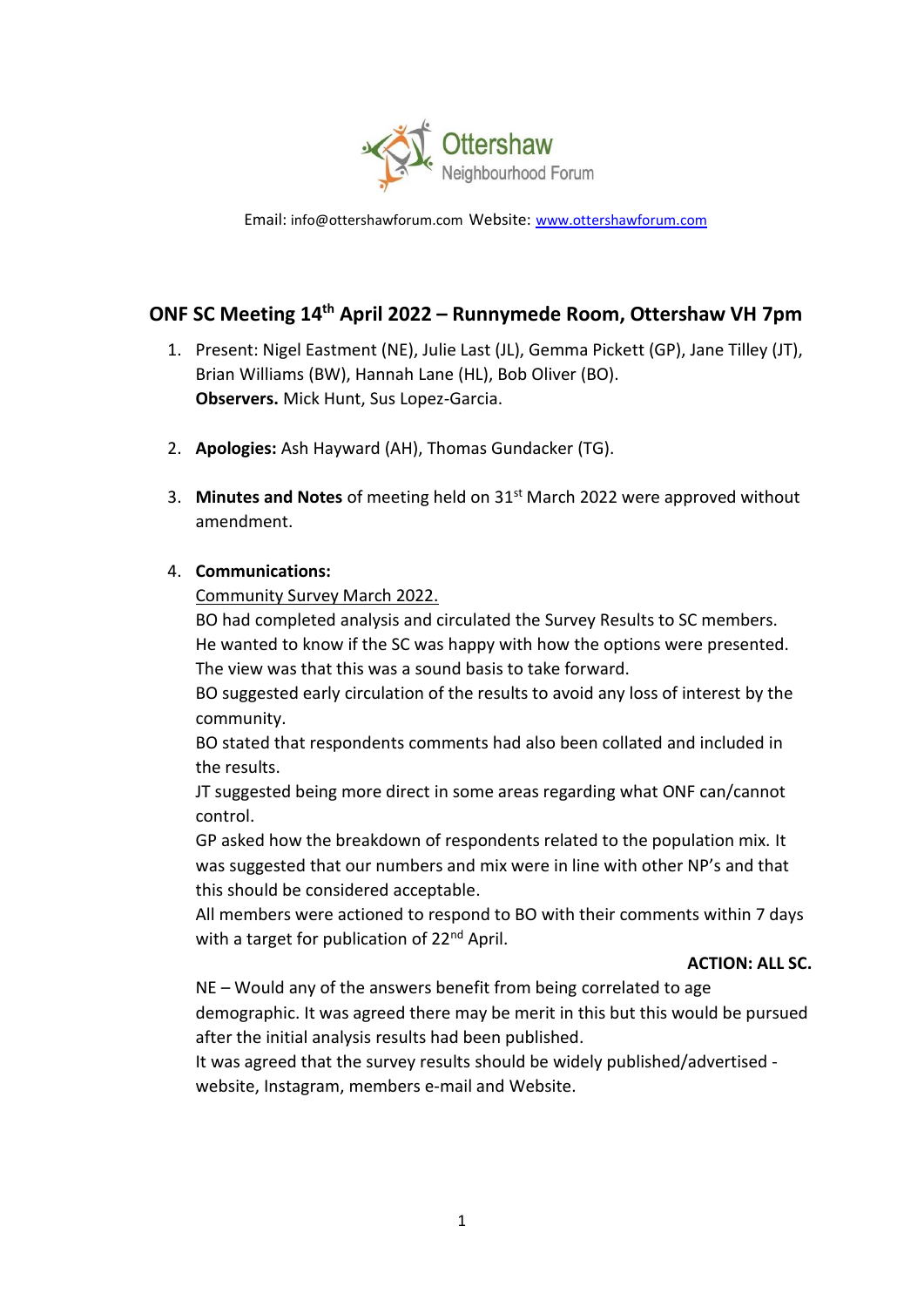Ottershaw Neighbourhood Forum

Email: info@ottershawforum.com Website: [www.ottershawforum.com](http://www.ottershawforum.com)

## ONF SC Meeting 14th April 2022 – Runnymede Room, Ottershaw VH 7pm

1. Present: Nigel Eastment (NE), Julie Last (JL), Gemma Pickett (GP), Jane Tilley (JT), Brian Williams (BW), Hannah Lane (HL), Bob Oliver (BO).
   **Observers.** Mick Hunt, Sus Lopez-Garcia.

2. **Apologies:** Ash Hayward (AH), Thomas Gundacker (TG).

3. **Minutes and Notes** of meeting held on 31st March 2022 were approved without amendment.

4. **Communications:**

   Community Survey March 2022.

   BO had completed analysis and circulated the Survey Results to SC members. He wanted to know if the SC was happy with how the options were presented. The view was that this was a sound basis to take forward.

   BO suggested early circulation of the results to avoid any loss of interest by the community.

   BO stated that respondents comments had also been collated and included in the results.

   JT suggested being more direct in some areas regarding what ONF can/cannot control.

   GP asked how the breakdown of respondents related to the population mix. It was suggested that our numbers and mix were in line with other NP's and that this should be considered acceptable.

   All members were actioned to respond to BO with their comments within 7 days with a target for publication of 22nd April.

   **ACTION: ALL SC.**

   NE – Would any of the answers benefit from being correlated to age demographic. It was agreed there may be merit in this but this would be pursued after the initial analysis results had been published.

   It was agreed that the survey results should be widely published/advertised - website, Instagram, members e-mail and Website.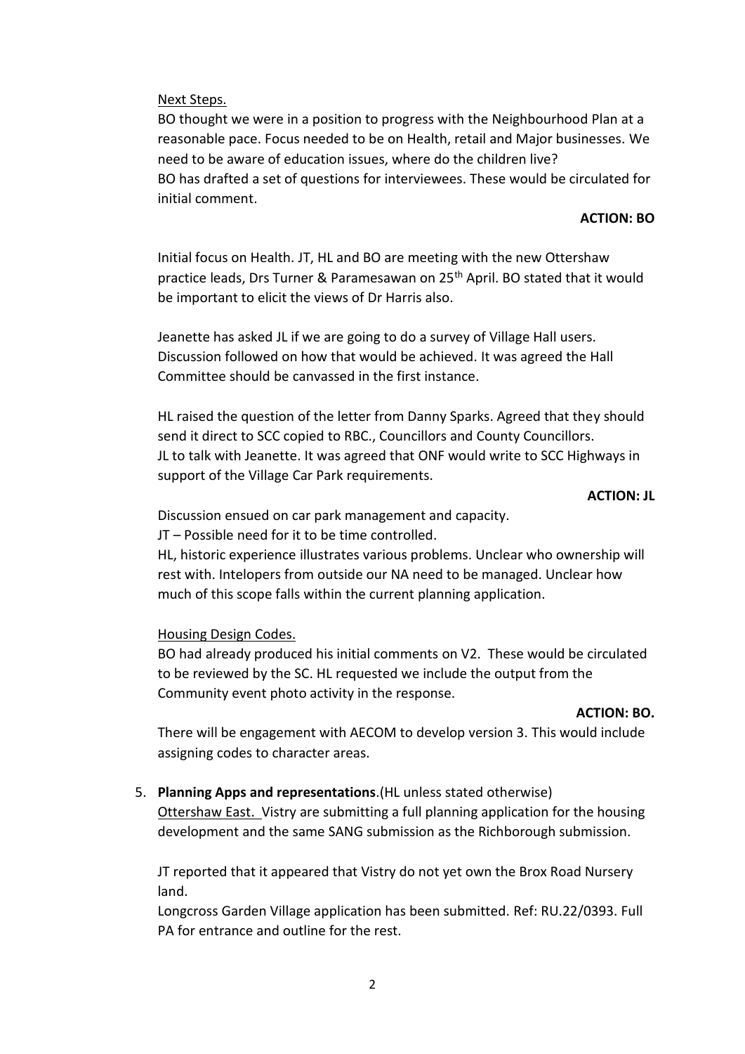Next Steps.

BO thought we were in a position to progress with the Neighbourhood Plan at a reasonable pace. Focus needed to be on Health, retail and Major businesses. We need to be aware of education issues, where do the children live?

BO has drafted a set of questions for interviewees. These would be circulated for initial comment.

**ACTION: BO**

Initial focus on Health. JT, HL and BO are meeting with the new Ottershaw practice leads, Drs Turner & Paramesawan on 25th April. BO stated that it would be important to elicit the views of Dr Harris also.

Jeanette has asked JL if we are going to do a survey of Village Hall users. Discussion followed on how that would be achieved. It was agreed the Hall Committee should be canvassed in the first instance.

HL raised the question of the letter from Danny Sparks. Agreed that they should send it direct to SCC copied to RBC., Councillors and County Councillors. JL to talk with Jeanette. It was agreed that ONF would write to SCC Highways in support of the Village Car Park requirements.

**ACTION: JL**

Discussion ensued on car park management and capacity.

JT – Possible need for it to be time controlled.

HL, historic experience illustrates various problems. Unclear who ownership will rest with. Intelopers from outside our NA need to be managed. Unclear how much of this scope falls within the current planning application.

Housing Design Codes.

BO had already produced his initial comments on V2. These would be circulated to be reviewed by the SC. HL requested we include the output from the Community event photo activity in the response.

**ACTION: BO.**

There will be engagement with AECOM to develop version 3. This would include assigning codes to character areas.

5. **Planning Apps and representations**.(HL unless stated otherwise)

   Ottershaw East. Vistry are submitting a full planning application for the housing development and the same SANG submission as the Richborough submission.

   JT reported that it appeared that Vistry do not yet own the Brox Road Nursery land.

   Longcross Garden Village application has been submitted. Ref: RU.22/0393. Full PA for entrance and outline for the rest.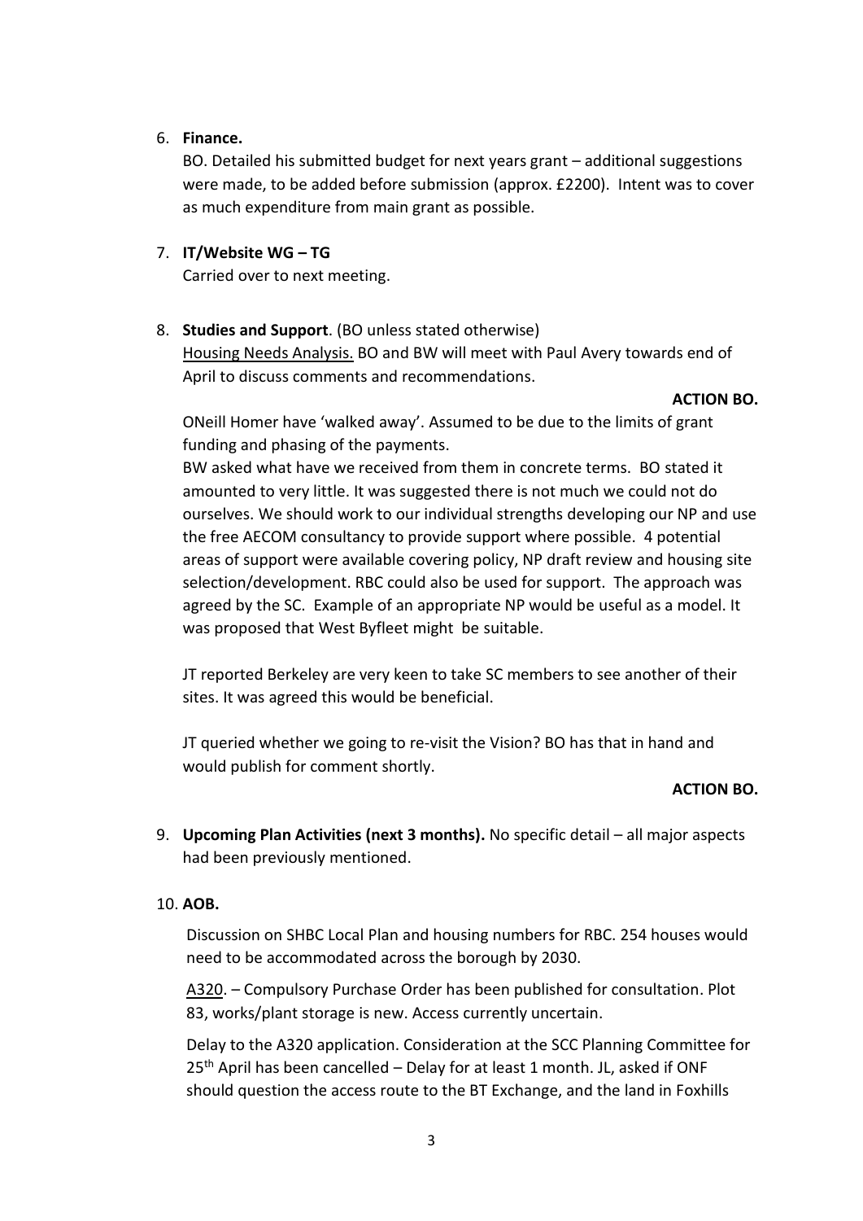6. **Finance.**

   BO. Detailed his submitted budget for next years grant – additional suggestions were made, to be added before submission (approx. £2200). Intent was to cover as much expenditure from main grant as possible.

7. **IT/Website WG – TG**

   Carried over to next meeting.

8. **Studies and Support**. (BO unless stated otherwise)

   Housing Needs Analysis. BO and BW will meet with Paul Avery towards end of April to discuss comments and recommendations.

   **ACTION BO.**

   ONeill Homer have 'walked away'. Assumed to be due to the limits of grant funding and phasing of the payments.

   BW asked what have we received from them in concrete terms. BO stated it amounted to very little. It was suggested there is not much we could not do ourselves. We should work to our individual strengths developing our NP and use the free AECOM consultancy to provide support where possible. 4 potential areas of support were available covering policy, NP draft review and housing site selection/development. RBC could also be used for support. The approach was agreed by the SC. Example of an appropriate NP would be useful as a model. It was proposed that West Byfleet might be suitable.

   JT reported Berkeley are very keen to take SC members to see another of their sites. It was agreed this would be beneficial.

   JT queried whether we going to re-visit the Vision? BO has that in hand and would publish for comment shortly.

   **ACTION BO.**

9. **Upcoming Plan Activities (next 3 months).** No specific detail – all major aspects had been previously mentioned.

10. **AOB.**

    Discussion on SHBC Local Plan and housing numbers for RBC. 254 houses would need to be accommodated across the borough by 2030.

    A320. – Compulsory Purchase Order has been published for consultation. Plot 83, works/plant storage is new. Access currently uncertain.

    Delay to the A320 application. Consideration at the SCC Planning Committee for 25th April has been cancelled – Delay for at least 1 month. JL, asked if ONF should question the access route to the BT Exchange, and the land in Foxhills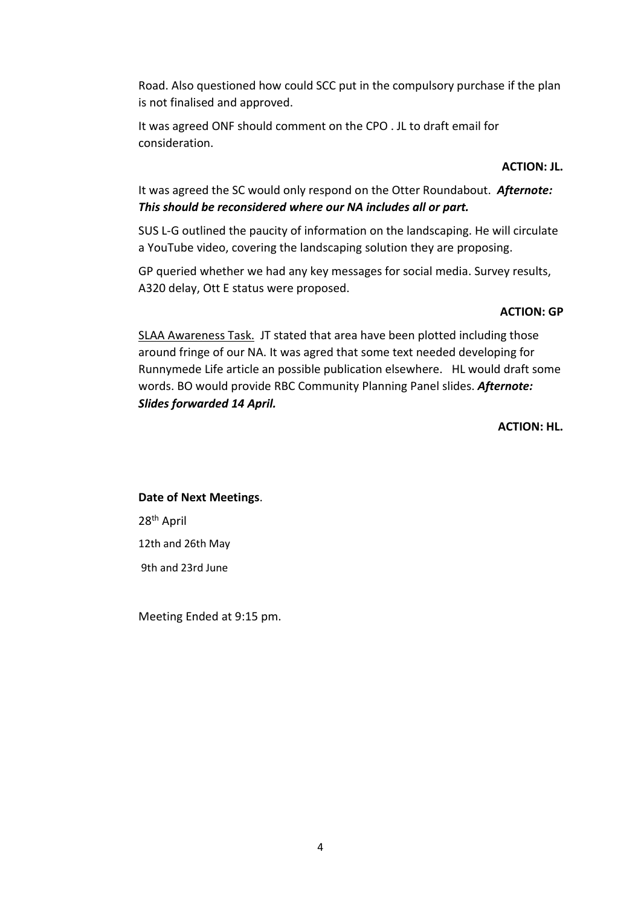Road. Also questioned how could SCC put in the compulsory purchase if the plan is not finalised and approved.

It was agreed ONF should comment on the CPO . JL to draft email for consideration.

**ACTION: JL.**

It was agreed the SC would only respond on the Otter Roundabout. ***Afternote: This should be reconsidered where our NA includes all or part.***

SUS L-G outlined the paucity of information on the landscaping. He will circulate a YouTube video, covering the landscaping solution they are proposing.

GP queried whether we had any key messages for social media. Survey results, A320 delay, Ott E status were proposed.

**ACTION: GP**

<u>SLAA Awareness Task.</u> JT stated that area have been plotted including those around fringe of our NA. It was agred that some text needed developing for Runnymede Life article an possible publication elsewhere. HL would draft some words. BO would provide RBC Community Planning Panel slides. ***Afternote: Slides forwarded 14 April.***

**ACTION: HL.**

**Date of Next Meetings**.

28th April

12th and 26th May

9th and 23rd June

Meeting Ended at 9:15 pm.